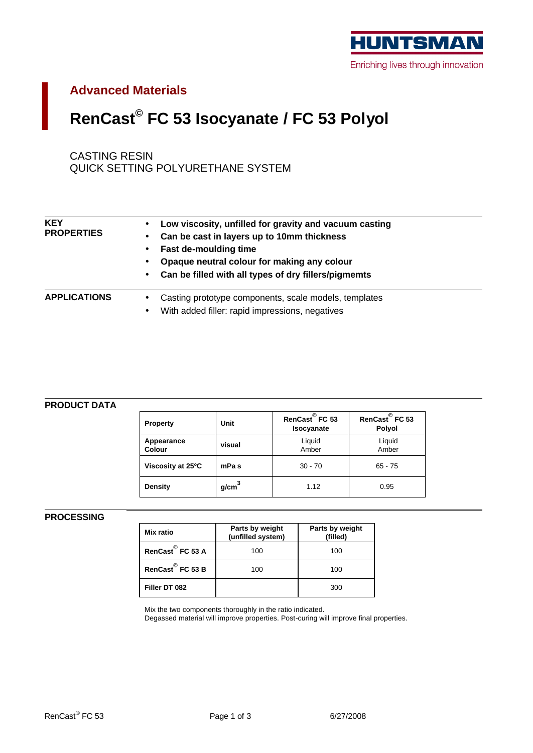HUNTSMAN

Enriching lives through innovation

## Advanced Materials

# RenCast© FC 53 Isocyanate / FC 53 Polyol

CASTING RESIN
QUICK SETTING POLYURETHANE SYSTEM

**KEY PROPERTIES**

- **Low viscosity, unfilled for gravity and vacuum casting**
- **Can be cast in layers up to 10mm thickness**
- **Fast de-moulding time**
- **Opaque neutral colour for making any colour**
- **Can be filled with all types of dry fillers/pigmemts**

**APPLICATIONS**

- Casting prototype components, scale models, templates
- With added filler: rapid impressions, negatives

**PRODUCT DATA**

| Property | Unit | RenCast© FC 53 Isocyanate | RenCast© FC 53 Polyol |
|---|---|---|---|
| Appearance Colour | visual | Liquid Amber | Liquid Amber |
| Viscosity at 25ºC | mPa s | 30 - 70 | 65 - 75 |
| Density | $g/cm^3$ | 1.12 | 0.95 |

**PROCESSING**

| Mix ratio | Parts by weight (unfilled system) | Parts by weight (filled) |
|---|---|---|
| RenCast© FC 53 A | 100 | 100 |
| RenCast© FC 53 B | 100 | 100 |
| Filler DT 082 | | 300 |

Mix the two components thoroughly in the ratio indicated.
Degassed material will improve properties. Post-curing will improve final properties.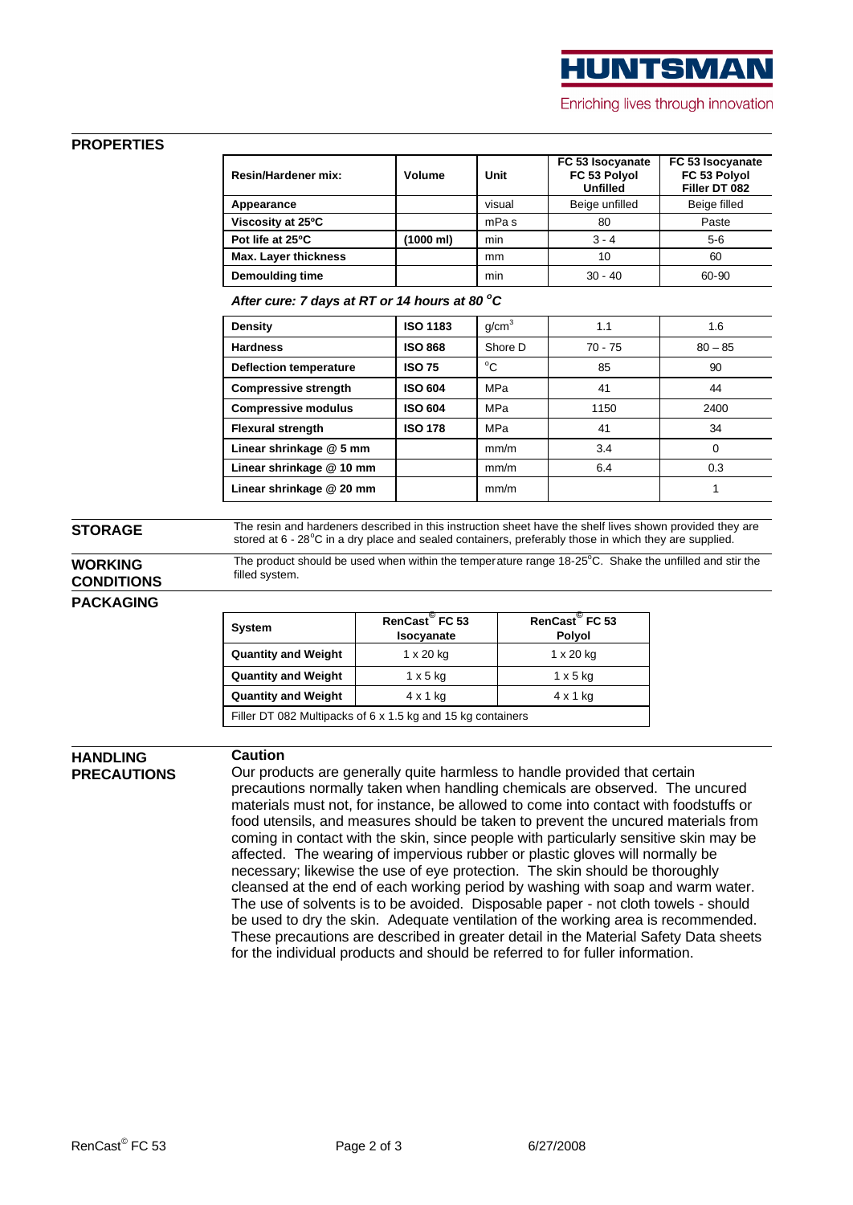## PROPERTIES

| Resin/Hardener mix: | Volume | Unit | FC 53 Isocyanate FC 53 Polyol Unfilled | FC 53 Isocyanate FC 53 Polyol Filler DT 082 |
|---|---|---|---|---|
| **Appearance** | | visual | Beige unfilled | Beige filled |
| **Viscosity at 25ºC** | | mPa s | 80 | Paste |
| **Pot life at 25ºC** | **(1000 ml)** | min | 3 - 4 | 5-6 |
| **Max. Layer thickness** | | mm | 10 | 60 |
| **Demoulding time** | | min | 30 - 40 | 60-90 |

***After cure: 7 days at RT or 14 hours at 80 °C***

| | | | | |
|---|---|---|---|---|
| **Density** | **ISO 1183** | g/cm³ | 1.1 | 1.6 |
| **Hardness** | **ISO 868** | Shore D | 70 - 75 | 80 – 85 |
| **Deflection temperature** | **ISO 75** | °C | 85 | 90 |
| **Compressive strength** | **ISO 604** | MPa | 41 | 44 |
| **Compressive modulus** | **ISO 604** | MPa | 1150 | 2400 |
| **Flexural strength** | **ISO 178** | MPa | 41 | 34 |
| **Linear shrinkage @ 5 mm** | | mm/m | 3.4 | 0 |
| **Linear shrinkage @ 10 mm** | | mm/m | 6.4 | 0.3 |
| **Linear shrinkage @ 20 mm** | | mm/m | | 1 |

## STORAGE

The resin and hardeners described in this instruction sheet have the shelf lives shown provided they are stored at 6 - 28°C in a dry place and sealed containers, preferably those in which they are supplied.

## WORKING CONDITIONS

The product should be used when within the temperature range 18-25°C. Shake the unfilled and stir the filled system.

## PACKAGING

| System | RenCast© FC 53 Isocyanate | RenCast© FC 53 Polyol |
|---|---|---|
| **Quantity and Weight** | 1 x 20 kg | 1 x 20 kg |
| **Quantity and Weight** | 1 x 5 kg | 1 x 5 kg |
| **Quantity and Weight** | 4 x 1 kg | 4 x 1 kg |
| Filler DT 082 Multipacks of 6 x 1.5 kg and 15 kg containers | | |

## HANDLING PRECAUTIONS

**Caution**

Our products are generally quite harmless to handle provided that certain precautions normally taken when handling chemicals are observed. The uncured materials must not, for instance, be allowed to come into contact with foodstuffs or food utensils, and measures should be taken to prevent the uncured materials from coming in contact with the skin, since people with particularly sensitive skin may be affected. The wearing of impervious rubber or plastic gloves will normally be necessary; likewise the use of eye protection. The skin should be thoroughly cleansed at the end of each working period by washing with soap and warm water. The use of solvents is to be avoided. Disposable paper - not cloth towels - should be used to dry the skin. Adequate ventilation of the working area is recommended. These precautions are described in greater detail in the Material Safety Data sheets for the individual products and should be referred to for fuller information.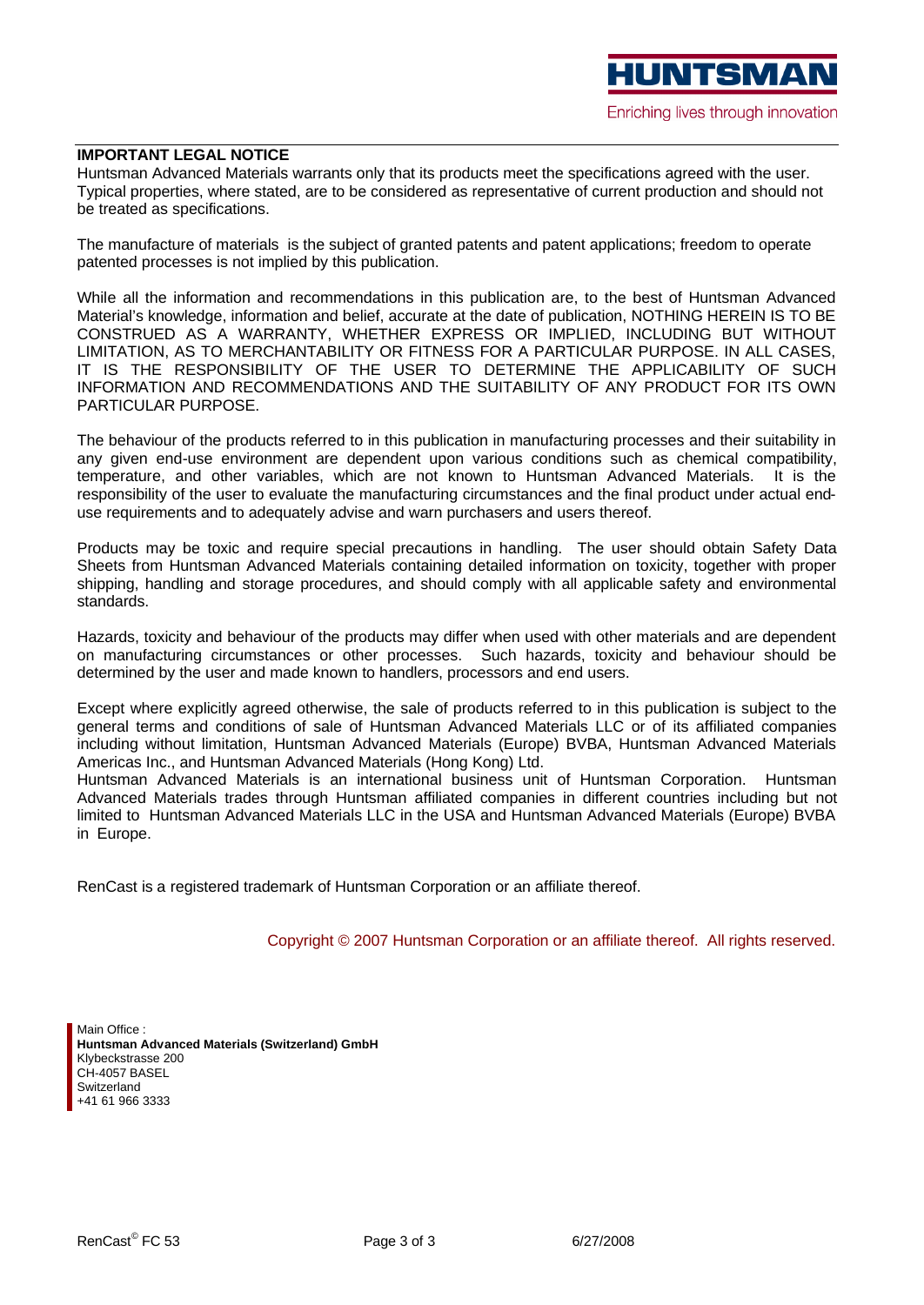## IMPORTANT LEGAL NOTICE

Huntsman Advanced Materials warrants only that its products meet the specifications agreed with the user. Typical properties, where stated, are to be considered as representative of current production and should not be treated as specifications.

The manufacture of materials is the subject of granted patents and patent applications; freedom to operate patented processes is not implied by this publication.

While all the information and recommendations in this publication are, to the best of Huntsman Advanced Material's knowledge, information and belief, accurate at the date of publication, NOTHING HEREIN IS TO BE CONSTRUED AS A WARRANTY, WHETHER EXPRESS OR IMPLIED, INCLUDING BUT WITHOUT LIMITATION, AS TO MERCHANTABILITY OR FITNESS FOR A PARTICULAR PURPOSE. IN ALL CASES, IT IS THE RESPONSIBILITY OF THE USER TO DETERMINE THE APPLICABILITY OF SUCH INFORMATION AND RECOMMENDATIONS AND THE SUITABILITY OF ANY PRODUCT FOR ITS OWN PARTICULAR PURPOSE.

The behaviour of the products referred to in this publication in manufacturing processes and their suitability in any given end-use environment are dependent upon various conditions such as chemical compatibility, temperature, and other variables, which are not known to Huntsman Advanced Materials. It is the responsibility of the user to evaluate the manufacturing circumstances and the final product under actual end-use requirements and to adequately advise and warn purchasers and users thereof.

Products may be toxic and require special precautions in handling. The user should obtain Safety Data Sheets from Huntsman Advanced Materials containing detailed information on toxicity, together with proper shipping, handling and storage procedures, and should comply with all applicable safety and environmental standards.

Hazards, toxicity and behaviour of the products may differ when used with other materials and are dependent on manufacturing circumstances or other processes. Such hazards, toxicity and behaviour should be determined by the user and made known to handlers, processors and end users.

Except where explicitly agreed otherwise, the sale of products referred to in this publication is subject to the general terms and conditions of sale of Huntsman Advanced Materials LLC or of its affiliated companies including without limitation, Huntsman Advanced Materials (Europe) BVBA, Huntsman Advanced Materials Americas Inc., and Huntsman Advanced Materials (Hong Kong) Ltd.
Huntsman Advanced Materials is an international business unit of Huntsman Corporation. Huntsman Advanced Materials trades through Huntsman affiliated companies in different countries including but not limited to Huntsman Advanced Materials LLC in the USA and Huntsman Advanced Materials (Europe) BVBA in Europe.

RenCast is a registered trademark of Huntsman Corporation or an affiliate thereof.

Copyright © 2007 Huntsman Corporation or an affiliate thereof. All rights reserved.

Main Office :
**Huntsman Advanced Materials (Switzerland) GmbH**
Klybeckstrasse 200
CH-4057 BASEL
Switzerland
+41 61 966 3333